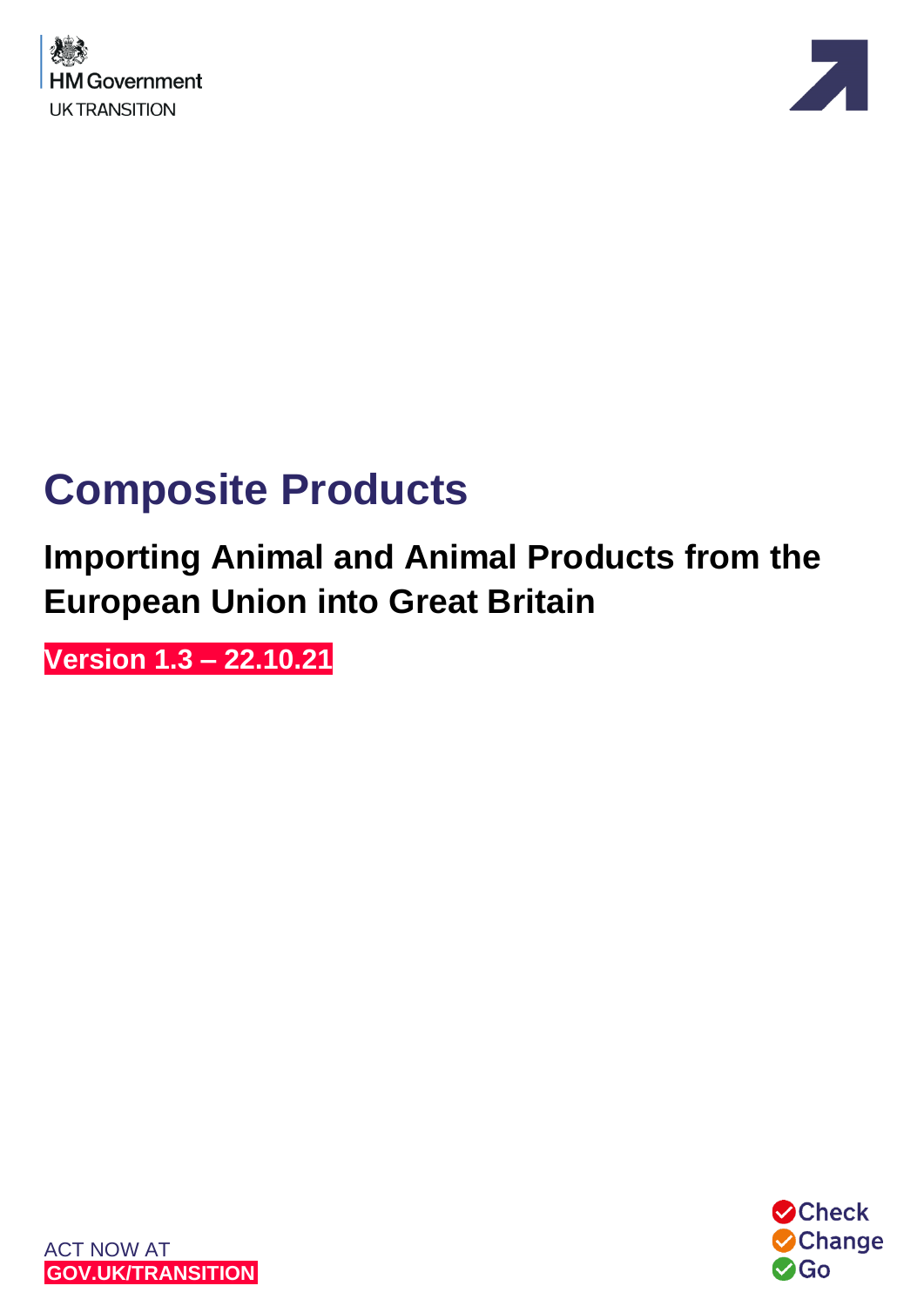HM Government
UK TRANSITION

# Composite Products

## Importing Animal and Animal Products from the European Union into Great Britain

**Version 1.3 – 22.10.21**

ACT NOW AT
**GOV.UK/TRANSITION**

Check
Change
Go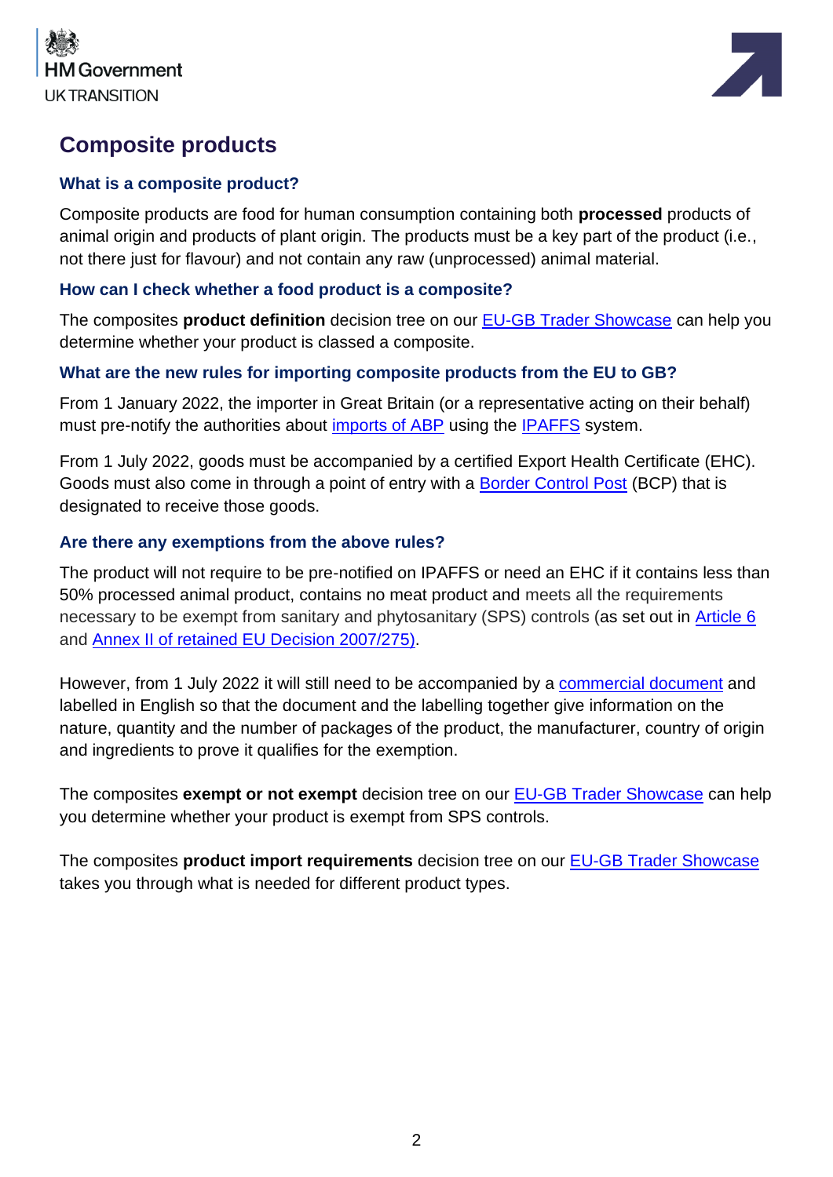# Composite products

### What is a composite product?

Composite products are food for human consumption containing both **processed** products of animal origin and products of plant origin. The products must be a key part of the product (i.e., not there just for flavour) and not contain any raw (unprocessed) animal material.

### How can I check whether a food product is a composite?

The composites **product definition** decision tree on our EU-GB Trader Showcase can help you determine whether your product is classed a composite.

### What are the new rules for importing composite products from the EU to GB?

From 1 January 2022, the importer in Great Britain (or a representative acting on their behalf) must pre-notify the authorities about imports of ABP using the IPAFFS system.

From 1 July 2022, goods must be accompanied by a certified Export Health Certificate (EHC). Goods must also come in through a point of entry with a Border Control Post (BCP) that is designated to receive those goods.

### Are there any exemptions from the above rules?

The product will not require to be pre-notified on IPAFFS or need an EHC if it contains less than 50% processed animal product, contains no meat product and meets all the requirements necessary to be exempt from sanitary and phytosanitary (SPS) controls (as set out in Article 6 and Annex II of retained EU Decision 2007/275).

However, from 1 July 2022 it will still need to be accompanied by a commercial document and labelled in English so that the document and the labelling together give information on the nature, quantity and the number of packages of the product, the manufacturer, country of origin and ingredients to prove it qualifies for the exemption.

The composites **exempt or not exempt** decision tree on our EU-GB Trader Showcase can help you determine whether your product is exempt from SPS controls.

The composites **product import requirements** decision tree on our EU-GB Trader Showcase takes you through what is needed for different product types.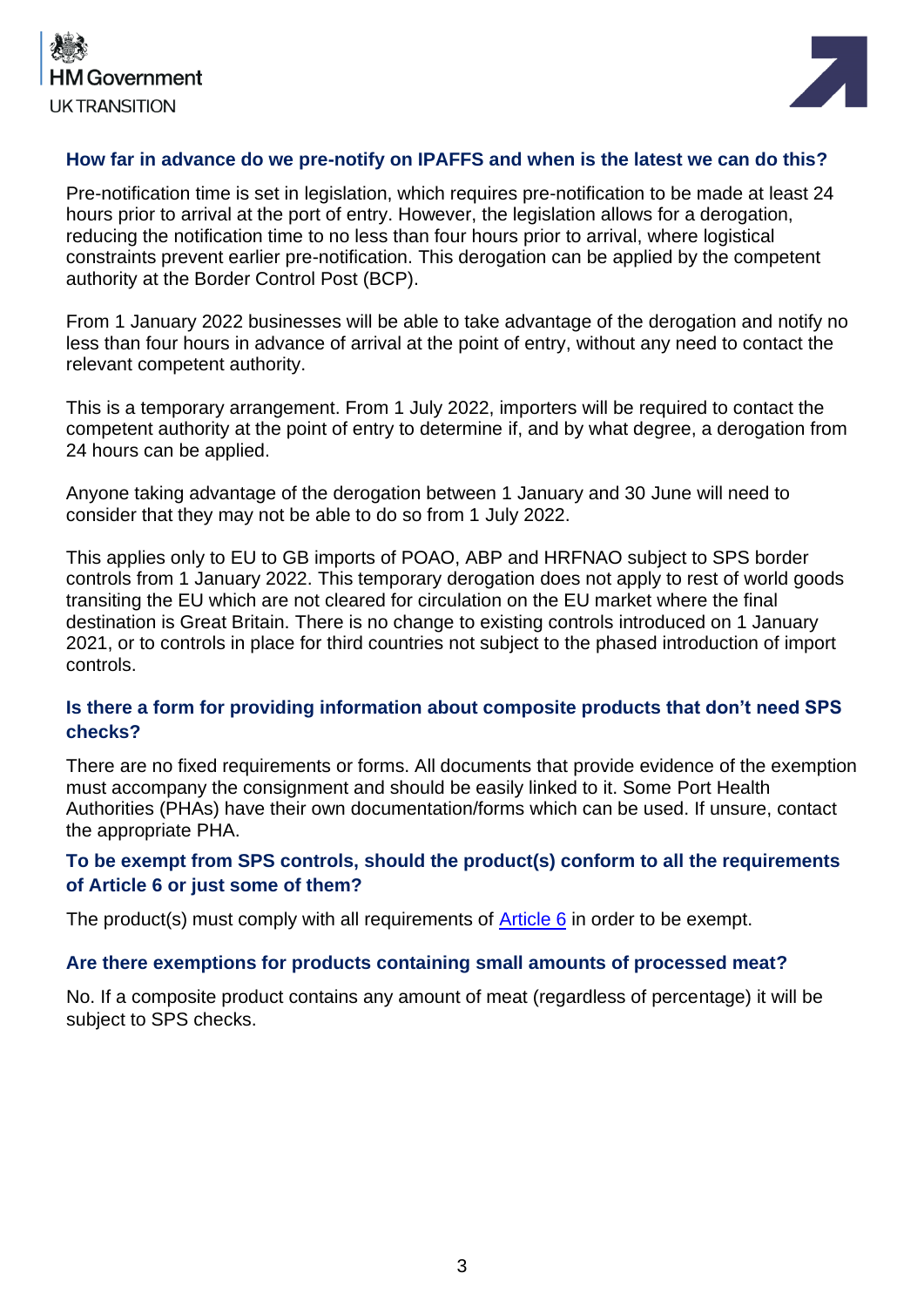### How far in advance do we pre-notify on IPAFFS and when is the latest we can do this?

Pre-notification time is set in legislation, which requires pre-notification to be made at least 24 hours prior to arrival at the port of entry. However, the legislation allows for a derogation, reducing the notification time to no less than four hours prior to arrival, where logistical constraints prevent earlier pre-notification. This derogation can be applied by the competent authority at the Border Control Post (BCP).

From 1 January 2022 businesses will be able to take advantage of the derogation and notify no less than four hours in advance of arrival at the point of entry, without any need to contact the relevant competent authority.

This is a temporary arrangement. From 1 July 2022, importers will be required to contact the competent authority at the point of entry to determine if, and by what degree, a derogation from 24 hours can be applied.

Anyone taking advantage of the derogation between 1 January and 30 June will need to consider that they may not be able to do so from 1 July 2022.

This applies only to EU to GB imports of POAO, ABP and HRFNAO subject to SPS border controls from 1 January 2022. This temporary derogation does not apply to rest of world goods transiting the EU which are not cleared for circulation on the EU market where the final destination is Great Britain. There is no change to existing controls introduced on 1 January 2021, or to controls in place for third countries not subject to the phased introduction of import controls.

### Is there a form for providing information about composite products that don't need SPS checks?

There are no fixed requirements or forms. All documents that provide evidence of the exemption must accompany the consignment and should be easily linked to it. Some Port Health Authorities (PHAs) have their own documentation/forms which can be used. If unsure, contact the appropriate PHA.

### To be exempt from SPS controls, should the product(s) conform to all the requirements of Article 6 or just some of them?

The product(s) must comply with all requirements of Article 6 in order to be exempt.

### Are there exemptions for products containing small amounts of processed meat?

No. If a composite product contains any amount of meat (regardless of percentage) it will be subject to SPS checks.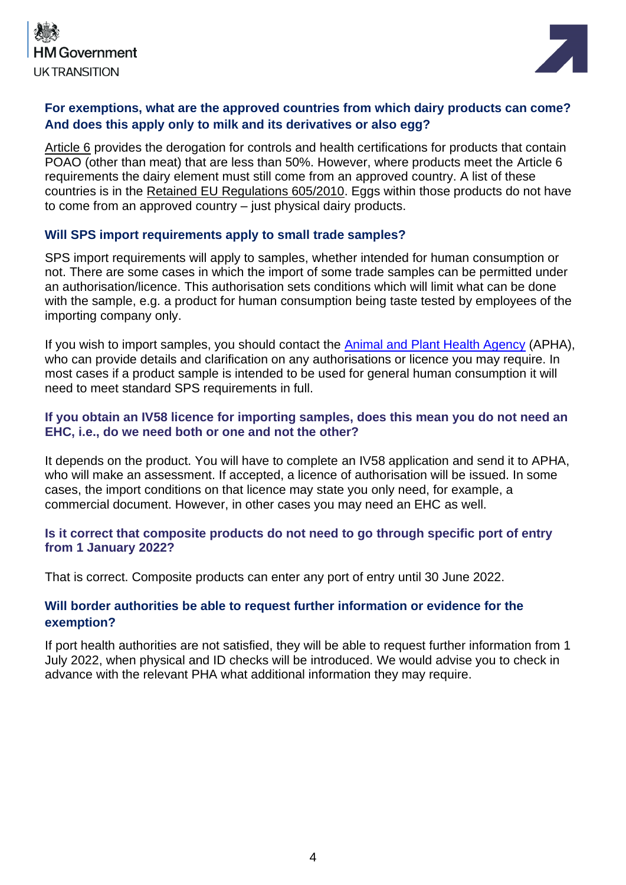### For exemptions, what are the approved countries from which dairy products can come? And does this apply only to milk and its derivatives or also egg?

Article 6 provides the derogation for controls and health certifications for products that contain POAO (other than meat) that are less than 50%. However, where products meet the Article 6 requirements the dairy element must still come from an approved country. A list of these countries is in the Retained EU Regulations 605/2010. Eggs within those products do not have to come from an approved country – just physical dairy products.

### Will SPS import requirements apply to small trade samples?

SPS import requirements will apply to samples, whether intended for human consumption or not. There are some cases in which the import of some trade samples can be permitted under an authorisation/licence. This authorisation sets conditions which will limit what can be done with the sample, e.g. a product for human consumption being taste tested by employees of the importing company only.

If you wish to import samples, you should contact the Animal and Plant Health Agency (APHA), who can provide details and clarification on any authorisations or licence you may require. In most cases if a product sample is intended to be used for general human consumption it will need to meet standard SPS requirements in full.

### If you obtain an IV58 licence for importing samples, does this mean you do not need an EHC, i.e., do we need both or one and not the other?

It depends on the product. You will have to complete an IV58 application and send it to APHA, who will make an assessment. If accepted, a licence of authorisation will be issued. In some cases, the import conditions on that licence may state you only need, for example, a commercial document. However, in other cases you may need an EHC as well.

### Is it correct that composite products do not need to go through specific port of entry from 1 January 2022?

That is correct. Composite products can enter any port of entry until 30 June 2022.

### Will border authorities be able to request further information or evidence for the exemption?

If port health authorities are not satisfied, they will be able to request further information from 1 July 2022, when physical and ID checks will be introduced. We would advise you to check in advance with the relevant PHA what additional information they may require.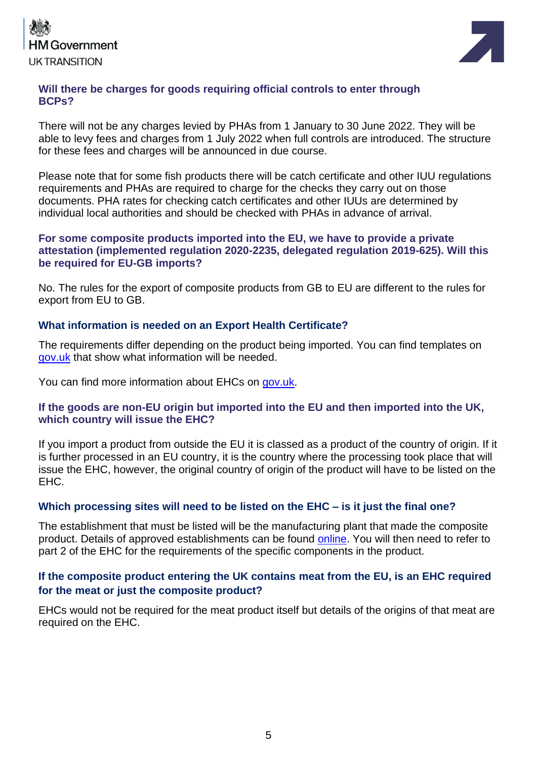### Will there be charges for goods requiring official controls to enter through BCPs?

There will not be any charges levied by PHAs from 1 January to 30 June 2022. They will be able to levy fees and charges from 1 July 2022 when full controls are introduced. The structure for these fees and charges will be announced in due course.

Please note that for some fish products there will be catch certificate and other IUU regulations requirements and PHAs are required to charge for the checks they carry out on those documents. PHA rates for checking catch certificates and other IUUs are determined by individual local authorities and should be checked with PHAs in advance of arrival.

### For some composite products imported into the EU, we have to provide a private attestation (implemented regulation 2020-2235, delegated regulation 2019-625). Will this be required for EU-GB imports?

No. The rules for the export of composite products from GB to EU are different to the rules for export from EU to GB.

### What information is needed on an Export Health Certificate?

The requirements differ depending on the product being imported. You can find templates on [gov.uk]() that show what information will be needed.

You can find more information about EHCs on [gov.uk]().

### If the goods are non-EU origin but imported into the EU and then imported into the UK, which country will issue the EHC?

If you import a product from outside the EU it is classed as a product of the country of origin. If it is further processed in an EU country, it is the country where the processing took place that will issue the EHC, however, the original country of origin of the product will have to be listed on the EHC.

### Which processing sites will need to be listed on the EHC – is it just the final one?

The establishment that must be listed will be the manufacturing plant that made the composite product. Details of approved establishments can be found [online](). You will then need to refer to part 2 of the EHC for the requirements of the specific components in the product.

### If the composite product entering the UK contains meat from the EU, is an EHC required for the meat or just the composite product?

EHCs would not be required for the meat product itself but details of the origins of that meat are required on the EHC.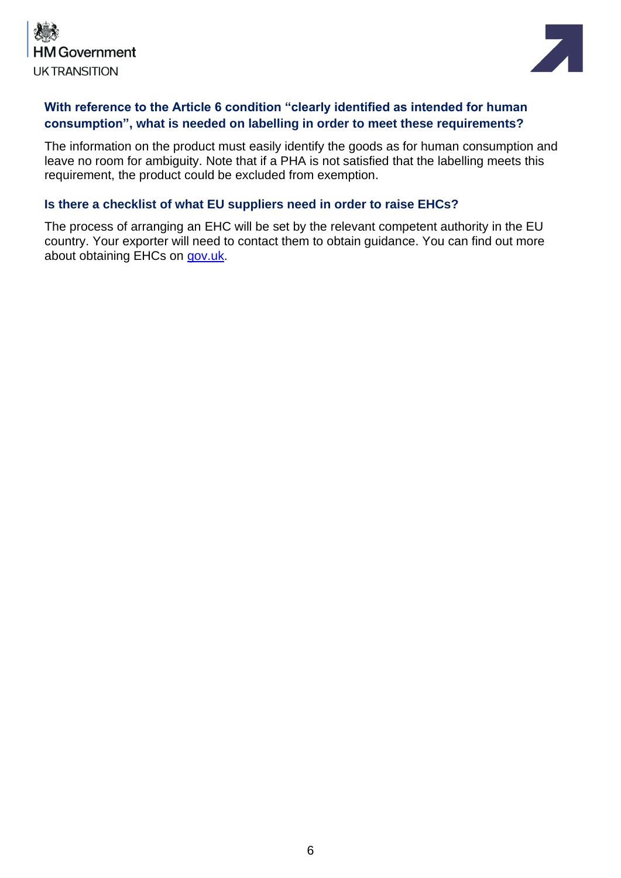### With reference to the Article 6 condition "clearly identified as intended for human consumption", what is needed on labelling in order to meet these requirements?

The information on the product must easily identify the goods as for human consumption and leave no room for ambiguity. Note that if a PHA is not satisfied that the labelling meets this requirement, the product could be excluded from exemption.

### Is there a checklist of what EU suppliers need in order to raise EHCs?

The process of arranging an EHC will be set by the relevant competent authority in the EU country. Your exporter will need to contact them to obtain guidance. You can find out more about obtaining EHCs on gov.uk.